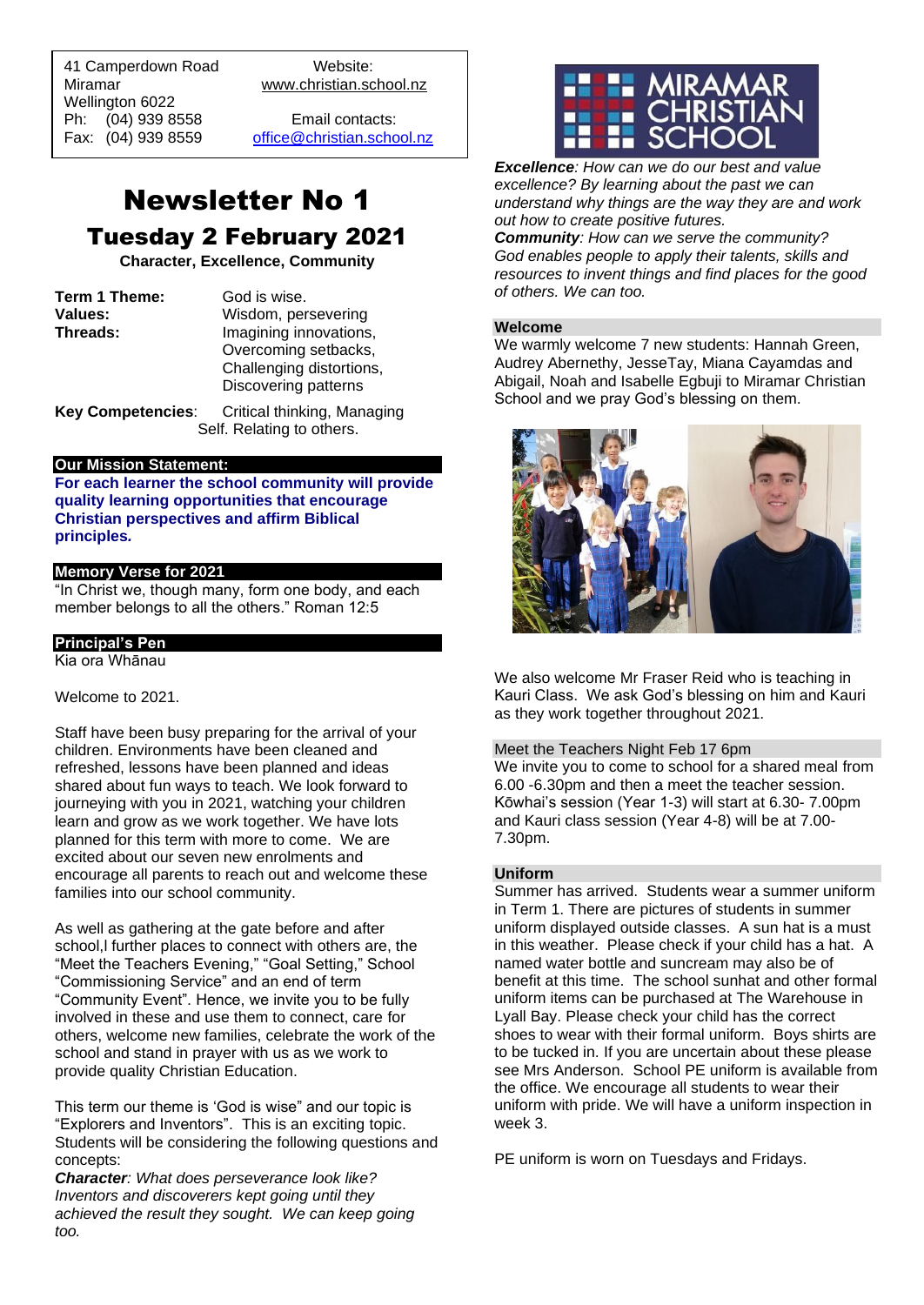41 Camperdown Road
Miramar
Wellington 6022
Ph: (04) 939 8558
Fax: (04) 939 8559

Website:
www.christian.school.nz

Email contacts:
office@christian.school.nz

# Newsletter No 1

## Tuesday 2 February 2021

**Character, Excellence, Community**

| | |
|---|---|
| **Term 1 Theme:** | God is wise. |
| **Values:** | Wisdom, persevering |
| **Threads:** | Imagining innovations, Overcoming setbacks, Challenging distortions, Discovering patterns |
| **Key Competencies:** | Critical thinking, Managing Self. Relating to others. |

### Our Mission Statement:

**For each learner the school community will provide quality learning opportunities that encourage Christian perspectives and affirm Biblical principles.**

### Memory Verse for 2021

"In Christ we, though many, form one body, and each member belongs to all the others." Roman 12:5

### Principal's Pen

Kia ora Whānau

Welcome to 2021.

Staff have been busy preparing for the arrival of your children. Environments have been cleaned and refreshed, lessons have been planned and ideas shared about fun ways to teach. We look forward to journeying with you in 2021, watching your children learn and grow as we work together. We have lots planned for this term with more to come. We are excited about our seven new enrolments and encourage all parents to reach out and welcome these families into our school community.

As well as gathering at the gate before and after school,I further places to connect with others are, the "Meet the Teachers Evening," "Goal Setting," School "Commissioning Service" and an end of term "Community Event". Hence, we invite you to be fully involved in these and use them to connect, care for others, welcome new families, celebrate the work of the school and stand in prayer with us as we work to provide quality Christian Education.

This term our theme is 'God is wise" and our topic is "Explorers and Inventors". This is an exciting topic. Students will be considering the following questions and concepts:

***Character****: What does perseverance look like? Inventors and discoverers kept going until they achieved the result they sought. We can keep going too.*

***Excellence****: How can we do our best and value excellence? By learning about the past we can understand why things are the way they are and work out how to create positive futures.*

***Community****: How can we serve the community? God enables people to apply their talents, skills and resources to invent things and find places for the good of others. We can too.*

### Welcome

We warmly welcome 7 new students: Hannah Green, Audrey Abernethy, JesseTay, Miana Cayamdas and Abigail, Noah and Isabelle Egbuji to Miramar Christian School and we pray God's blessing on them.

We also welcome Mr Fraser Reid who is teaching in Kauri Class. We ask God's blessing on him and Kauri as they work together throughout 2021.

### Meet the Teachers Night Feb 17 6pm

We invite you to come to school for a shared meal from 6.00 -6.30pm and then a meet the teacher session. Kōwhai's session (Year 1-3) will start at 6.30- 7.00pm and Kauri class session (Year 4-8) will be at 7.00-7.30pm.

### Uniform

Summer has arrived. Students wear a summer uniform in Term 1. There are pictures of students in summer uniform displayed outside classes. A sun hat is a must in this weather. Please check if your child has a hat. A named water bottle and suncream may also be of benefit at this time. The school sunhat and other formal uniform items can be purchased at The Warehouse in Lyall Bay. Please check your child has the correct shoes to wear with their formal uniform. Boys shirts are to be tucked in. If you are uncertain about these please see Mrs Anderson. School PE uniform is available from the office. We encourage all students to wear their uniform with pride. We will have a uniform inspection in week 3.

PE uniform is worn on Tuesdays and Fridays.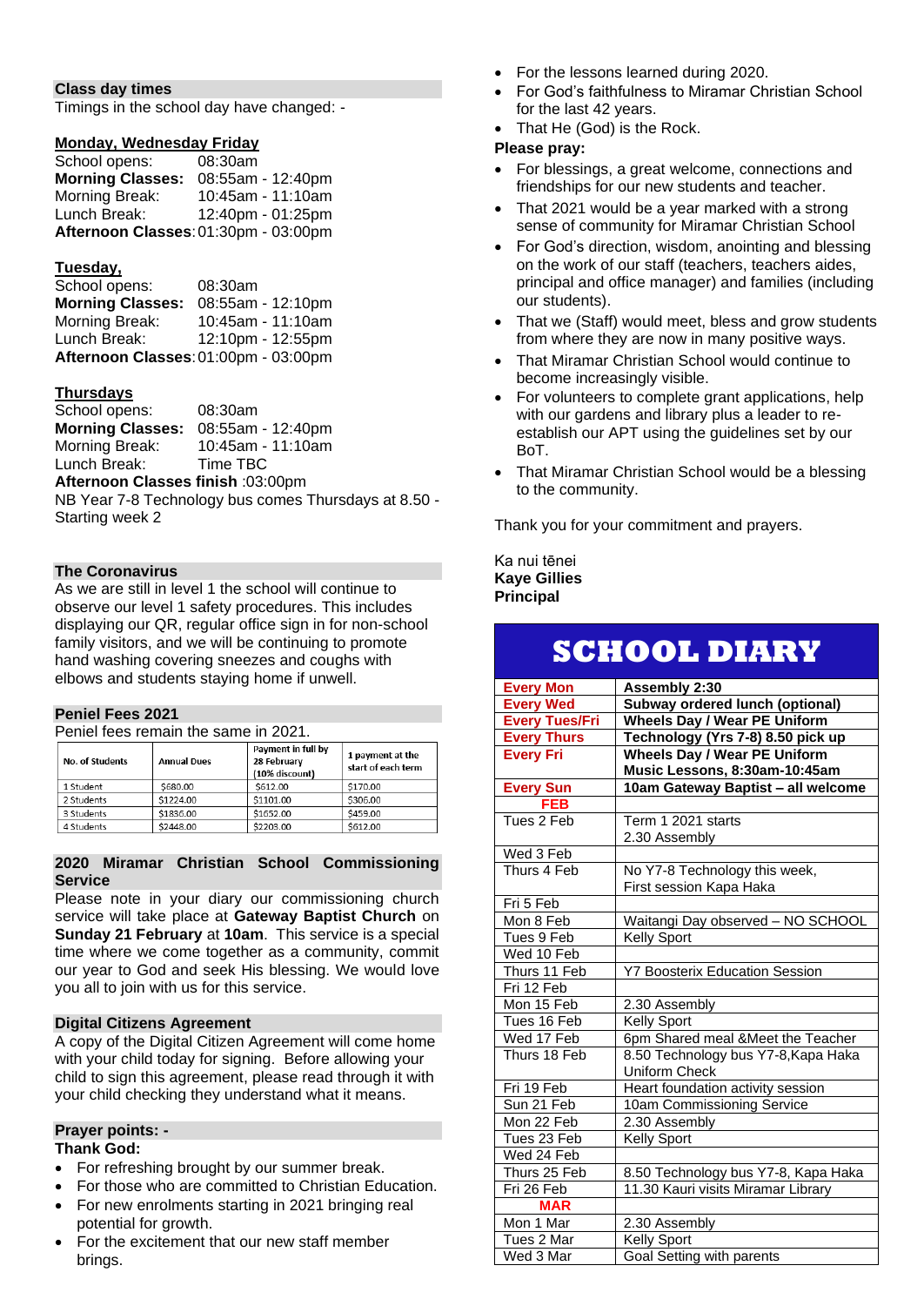### Class day times

Timings in the school day have changed: -

**Monday, Wednesday Friday**

School opens: 08:30am
**Morning Classes:** 08:55am - 12:40pm
Morning Break: 10:45am - 11:10am
Lunch Break: 12:40pm - 01:25pm
**Afternoon Classes**: 01:30pm - 03:00pm

**Tuesday,**

School opens: 08:30am
**Morning Classes:** 08:55am - 12:10pm
Morning Break: 10:45am - 11:10am
Lunch Break: 12:10pm - 12:55pm
**Afternoon Classes**: 01:00pm - 03:00pm

**Thursdays**

School opens: 08:30am
**Morning Classes:** 08:55am - 12:40pm
Morning Break: 10:45am - 11:10am
Lunch Break: Time TBC
**Afternoon Classes finish** :03:00pm

NB Year 7-8 Technology bus comes Thursdays at 8.50 - Starting week 2

### The Coronavirus

As we are still in level 1 the school will continue to observe our level 1 safety procedures. This includes displaying our QR, regular office sign in for non-school family visitors, and we will be continuing to promote hand washing covering sneezes and coughs with elbows and students staying home if unwell.

### Peniel Fees 2021

Peniel fees remain the same in 2021.

| No. of Students | Annual Dues | Payment in full by 28 February (10% discount) | 1 payment at the start of each term |
|---|---|---|---|
| 1 Student | $680.00 | $612.00 | $170.00 |
| 2 Students | $1224.00 | $1101.00 | $306.00 |
| 3 Students | $1836.00 | $1652.00 | $459.00 |
| 4 Students | $2448.00 | $2203.00 | $612.00 |

### 2020 Miramar Christian School Commissioning Service

Please note in your diary our commissioning church service will take place at **Gateway Baptist Church** on **Sunday 21 February** at **10am**. This service is a special time where we come together as a community, commit our year to God and seek His blessing. We would love you all to join with us for this service.

### Digital Citizens Agreement

A copy of the Digital Citizen Agreement will come home with your child today for signing. Before allowing your child to sign this agreement, please read through it with your child checking they understand what it means.

### Prayer points: -

**Thank God:**

- For refreshing brought by our summer break.
- For those who are committed to Christian Education.
- For new enrolments starting in 2021 bringing real potential for growth.
- For the excitement that our new staff member brings.
- For the lessons learned during 2020.
- For God's faithfulness to Miramar Christian School for the last 42 years.
- That He (God) is the Rock.

**Please pray:**

- For blessings, a great welcome, connections and friendships for our new students and teacher.
- That 2021 would be a year marked with a strong sense of community for Miramar Christian School
- For God's direction, wisdom, anointing and blessing on the work of our staff (teachers, teachers aides, principal and office manager) and families (including our students).
- That we (Staff) would meet, bless and grow students from where they are now in many positive ways.
- That Miramar Christian School would continue to become increasingly visible.
- For volunteers to complete grant applications, help with our gardens and library plus a leader to re-establish our APT using the guidelines set by our BoT.
- That Miramar Christian School would be a blessing to the community.

Thank you for your commitment and prayers.

Ka nui tēnei
**Kaye Gillies**
**Principal**

## SCHOOL DIARY

| | |
|---|---|
| **Every Mon** | **Assembly 2:30** |
| **Every Wed** | **Subway ordered lunch (optional)** |
| **Every Tues/Fri** | **Wheels Day / Wear PE Uniform** |
| **Every Thurs** | **Technology (Yrs 7-8) 8.50 pick up** |
| **Every Fri** | **Wheels Day / Wear PE Uniform Music Lessons, 8:30am-10:45am** |
| **Every Sun** | **10am Gateway Baptist – all welcome** |
| **FEB** | |
| Tues 2 Feb | Term 1 2021 starts 2.30 Assembly |
| Wed 3 Feb | |
| Thurs 4 Feb | No Y7-8 Technology this week, First session Kapa Haka |
| Fri 5 Feb | |
| Mon 8 Feb | Waitangi Day observed – NO SCHOOL |
| Tues 9 Feb | Kelly Sport |
| Wed 10 Feb | |
| Thurs 11 Feb | Y7 Boosterix Education Session |
| Fri 12 Feb | |
| Mon 15 Feb | 2.30 Assembly |
| Tues 16 Feb | Kelly Sport |
| Wed 17 Feb | 6pm Shared meal &Meet the Teacher |
| Thurs 18 Feb | 8.50 Technology bus Y7-8,Kapa Haka Uniform Check |
| Fri 19 Feb | Heart foundation activity session |
| Sun 21 Feb | 10am Commissioning Service |
| Mon 22 Feb | 2.30 Assembly |
| Tues 23 Feb | Kelly Sport |
| Wed 24 Feb | |
| Thurs 25 Feb | 8.50 Technology bus Y7-8, Kapa Haka |
| Fri 26 Feb | 11.30 Kauri visits Miramar Library |
| **MAR** | |
| Mon 1 Mar | 2.30 Assembly |
| Tues 2 Mar | Kelly Sport |
| Wed 3 Mar | Goal Setting with parents |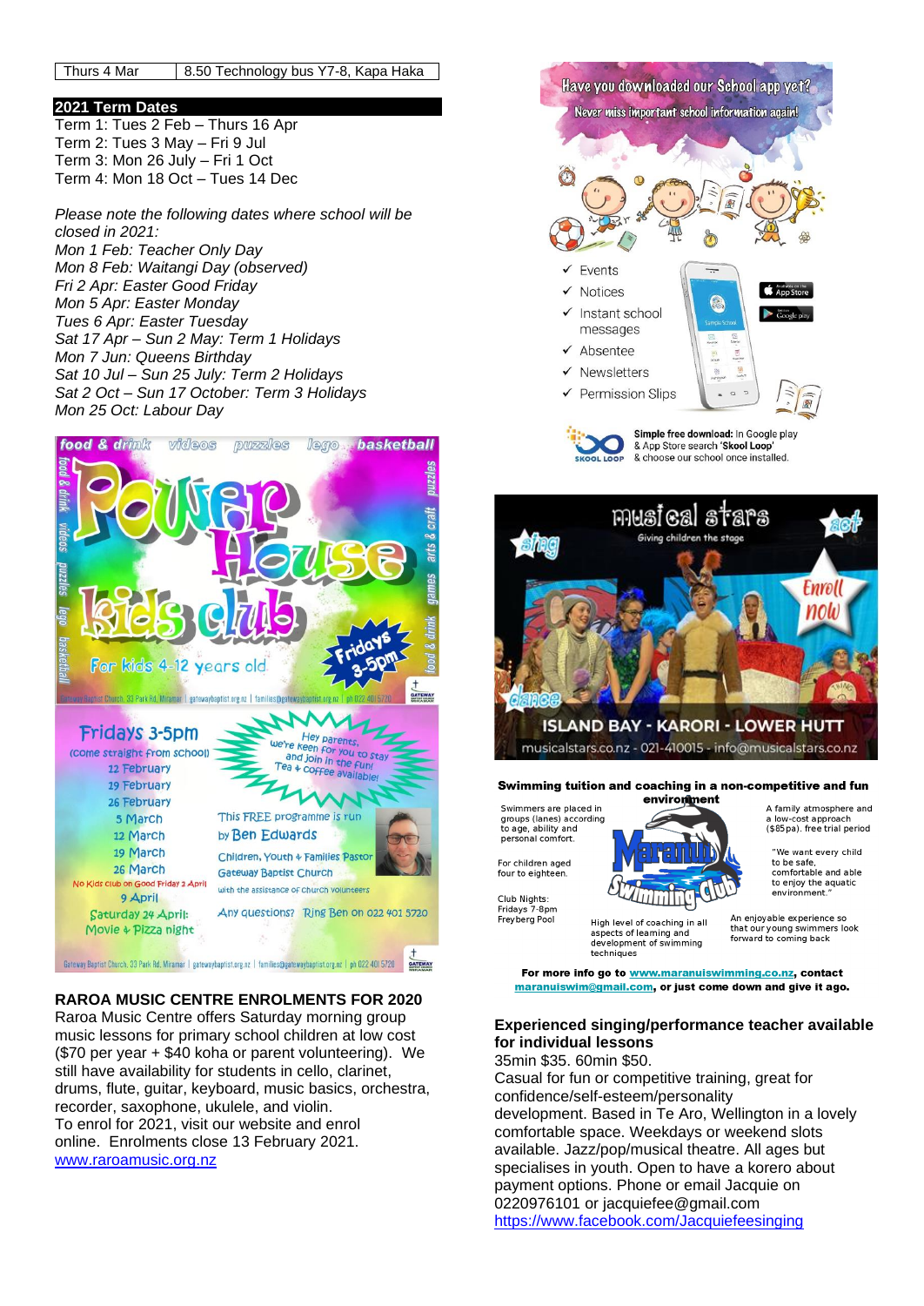| | |
|---|---|
| Thurs 4 Mar | 8.50 Technology bus Y7-8, Kapa Haka |

## 2021 Term Dates

Term 1: Tues 2 Feb – Thurs 16 Apr
Term 2: Tues 3 May – Fri 9 Jul
Term 3: Mon 26 July – Fri 1 Oct
Term 4: Mon 18 Oct – Tues 14 Dec

*Please note the following dates where school will be closed in 2021:*
*Mon 1 Feb: Teacher Only Day*
*Mon 8 Feb: Waitangi Day (observed)*
*Fri 2 Apr: Easter Good Friday*
*Mon 5 Apr: Easter Monday*
*Tues 6 Apr: Easter Tuesday*
*Sat 17 Apr – Sun 2 May: Term 1 Holidays*
*Mon 7 Jun: Queens Birthday*
*Sat 10 Jul – Sun 25 July: Term 2 Holidays*
*Sat 2 Oct – Sun 17 October: Term 3 Holidays*
*Mon 25 Oct: Labour Day*

food & drink videos puzzles lego basketball

# Power House kids club

For kids 4-12 years old

Fridays 3-5pm

Gateway Baptist Church, 33 Park Rd, Miramar | gatewaybaptist.org.nz | families@gatewaybaptist.org.nz | ph 022 401 5720

Fridays 3-5pm
(come straight from school)
12 February
19 February
26 February
5 March
12 March
19 March
26 March
No Kids club on Good Friday 2 April
9 April
Saturday 24 April: Movie + Pizza night

Hey parents, we're keen for you to stay and join in the fun! Tea + coffee available!

This FREE programme is run by Ben Edwards
Children, Youth + Families Pastor
Gateway Baptist Church
with the assistance of church volunteers

Any questions? Ring Ben on 022 401 5720

## RAROA MUSIC CENTRE ENROLMENTS FOR 2020

Raroa Music Centre offers Saturday morning group music lessons for primary school children at low cost ($70 per year + $40 koha or parent volunteering). We still have availability for students in cello, clarinet, drums, flute, guitar, keyboard, music basics, orchestra, recorder, saxophone, ukulele, and violin.
To enrol for 2021, visit our website and enrol online. Enrolments close 13 February 2021.
www.raroamusic.org.nz

## Have you downloaded our School app yet?

Never miss important school information again!

- ✓ Events
- ✓ Notices
- ✓ Instant school messages
- ✓ Absentee
- ✓ Newsletters
- ✓ Permission Slips

**Simple free download:** In Google play & App Store search **'Skool Loop'** & choose our school once installed.

## musical stars

Giving children the stage

sing act dance Enroll now

ISLAND BAY - KARORI - LOWER HUTT
musicalstars.co.nz - 021-410015 - info@musicalstars.co.nz

## Swimming tuition and coaching in a non-competitive and fun environment

Maranui Swimming Club

Swimmers are placed in groups (lanes) according to age, ability and personal comfort.

For children aged four to eighteen.

Club Nights: Fridays 7-8pm Freyberg Pool

High level of coaching in all aspects of learning and development of swimming techniques

A family atmosphere and a low-cost approach ($85pa). free trial period

"We want every child to be safe, comfortable and able to enjoy the aquatic environment."

An enjoyable experience so that our young swimmers look forward to coming back

**For more info go to www.maranuiswimming.co.nz, contact maranuiswim@gmail.com, or just come down and give it ago.**

## Experienced singing/performance teacher available for individual lessons

35min $35. 60min $50.
Casual for fun or competitive training, great for confidence/self-esteem/personality development. Based in Te Aro, Wellington in a lovely comfortable space. Weekdays or weekend slots available. Jazz/pop/musical theatre. All ages but specialises in youth. Open to have a korero about payment options. Phone or email Jacquie on 0220976101 or jacquiefee@gmail.com
https://www.facebook.com/Jacquiefeesinging